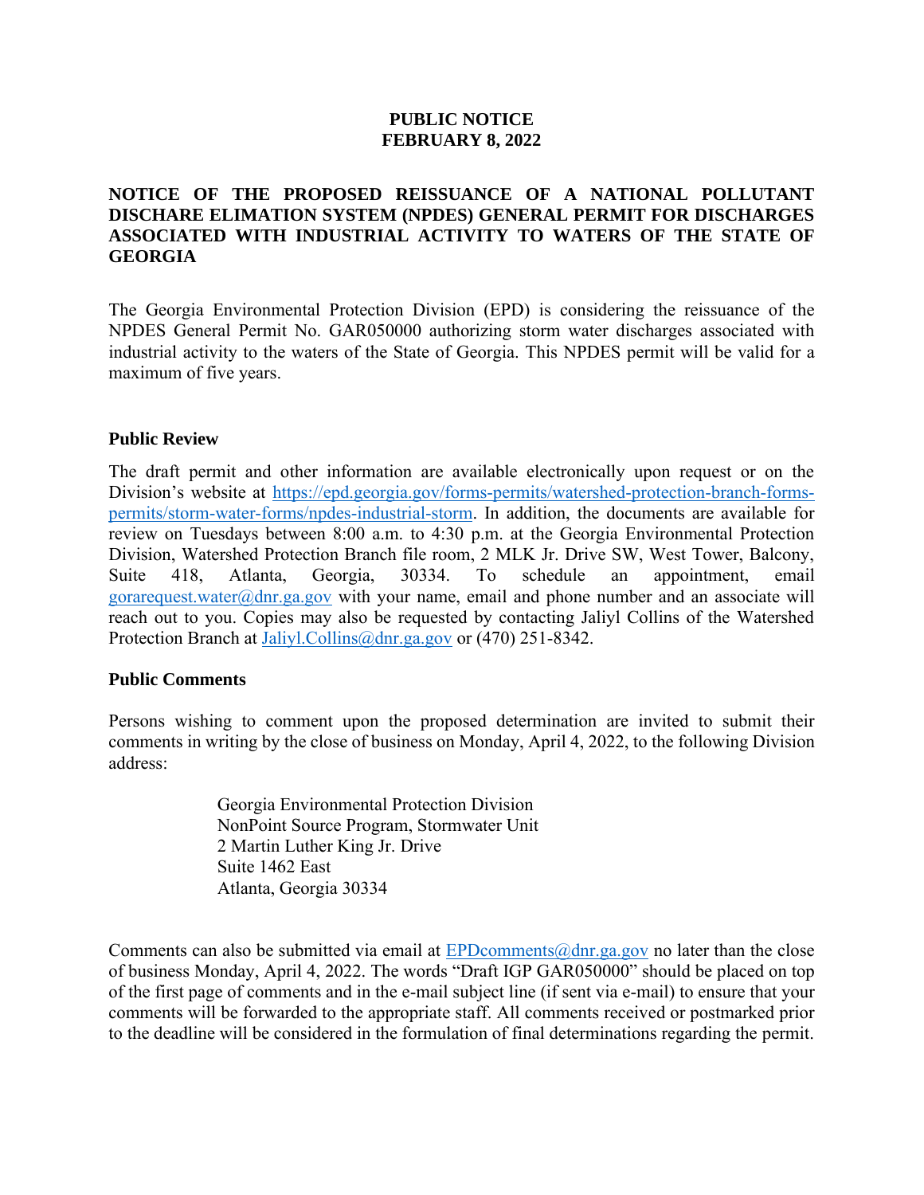**PUBLIC NOTICE**
**FEBRUARY 8, 2022**

**NOTICE OF THE PROPOSED REISSUANCE OF A NATIONAL POLLUTANT DISCHARE ELIMATION SYSTEM (NPDES) GENERAL PERMIT FOR DISCHARGES ASSOCIATED WITH INDUSTRIAL ACTIVITY TO WATERS OF THE STATE OF GEORGIA**

The Georgia Environmental Protection Division (EPD) is considering the reissuance of the NPDES General Permit No. GAR050000 authorizing storm water discharges associated with industrial activity to the waters of the State of Georgia. This NPDES permit will be valid for a maximum of five years.

**Public Review**

The draft permit and other information are available electronically upon request or on the Division's website at https://epd.georgia.gov/forms-permits/watershed-protection-branch-forms-permits/storm-water-forms/npdes-industrial-storm. In addition, the documents are available for review on Tuesdays between 8:00 a.m. to 4:30 p.m. at the Georgia Environmental Protection Division, Watershed Protection Branch file room, 2 MLK Jr. Drive SW, West Tower, Balcony, Suite 418, Atlanta, Georgia, 30334. To schedule an appointment, email gorarequest.water@dnr.ga.gov with your name, email and phone number and an associate will reach out to you. Copies may also be requested by contacting Jaliyl Collins of the Watershed Protection Branch at Jaliyl.Collins@dnr.ga.gov or (470) 251-8342.

**Public Comments**

Persons wishing to comment upon the proposed determination are invited to submit their comments in writing by the close of business on Monday, April 4, 2022, to the following Division address:

Georgia Environmental Protection Division
NonPoint Source Program, Stormwater Unit
2 Martin Luther King Jr. Drive
Suite 1462 East
Atlanta, Georgia 30334

Comments can also be submitted via email at EPDcomments@dnr.ga.gov no later than the close of business Monday, April 4, 2022. The words "Draft IGP GAR050000" should be placed on top of the first page of comments and in the e-mail subject line (if sent via e-mail) to ensure that your comments will be forwarded to the appropriate staff. All comments received or postmarked prior to the deadline will be considered in the formulation of final determinations regarding the permit.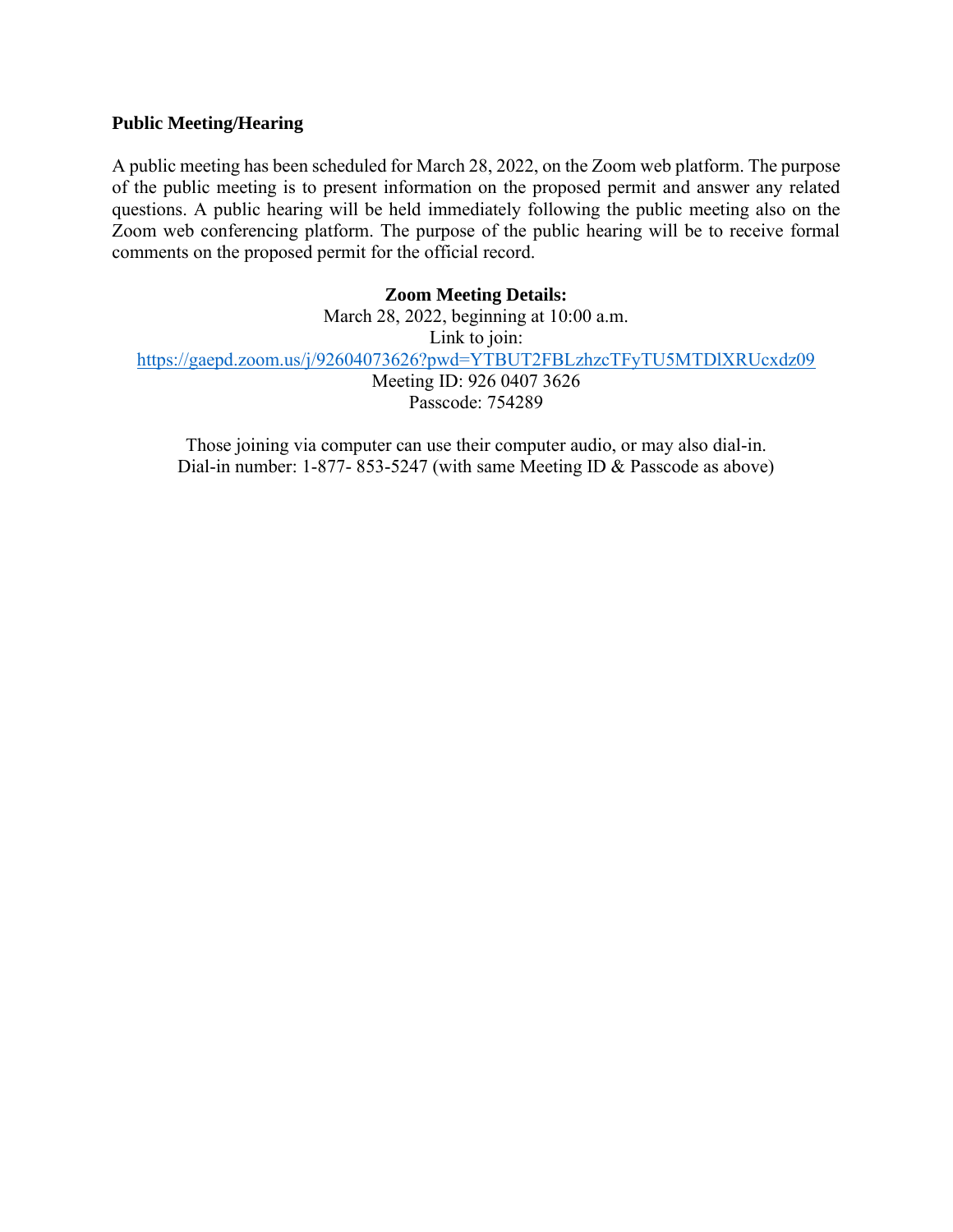**Public Meeting/Hearing**

A public meeting has been scheduled for March 28, 2022, on the Zoom web platform. The purpose of the public meeting is to present information on the proposed permit and answer any related questions. A public hearing will be held immediately following the public meeting also on the Zoom web conferencing platform. The purpose of the public hearing will be to receive formal comments on the proposed permit for the official record.

**Zoom Meeting Details:**
March 28, 2022, beginning at 10:00 a.m.
Link to join:
https://gaepd.zoom.us/j/92604073626?pwd=YTBUT2FBLzhzcTFyTU5MTDlXRUcxdz09
Meeting ID: 926 0407 3626
Passcode: 754289

Those joining via computer can use their computer audio, or may also dial-in.
Dial-in number: 1-877- 853-5247 (with same Meeting ID & Passcode as above)